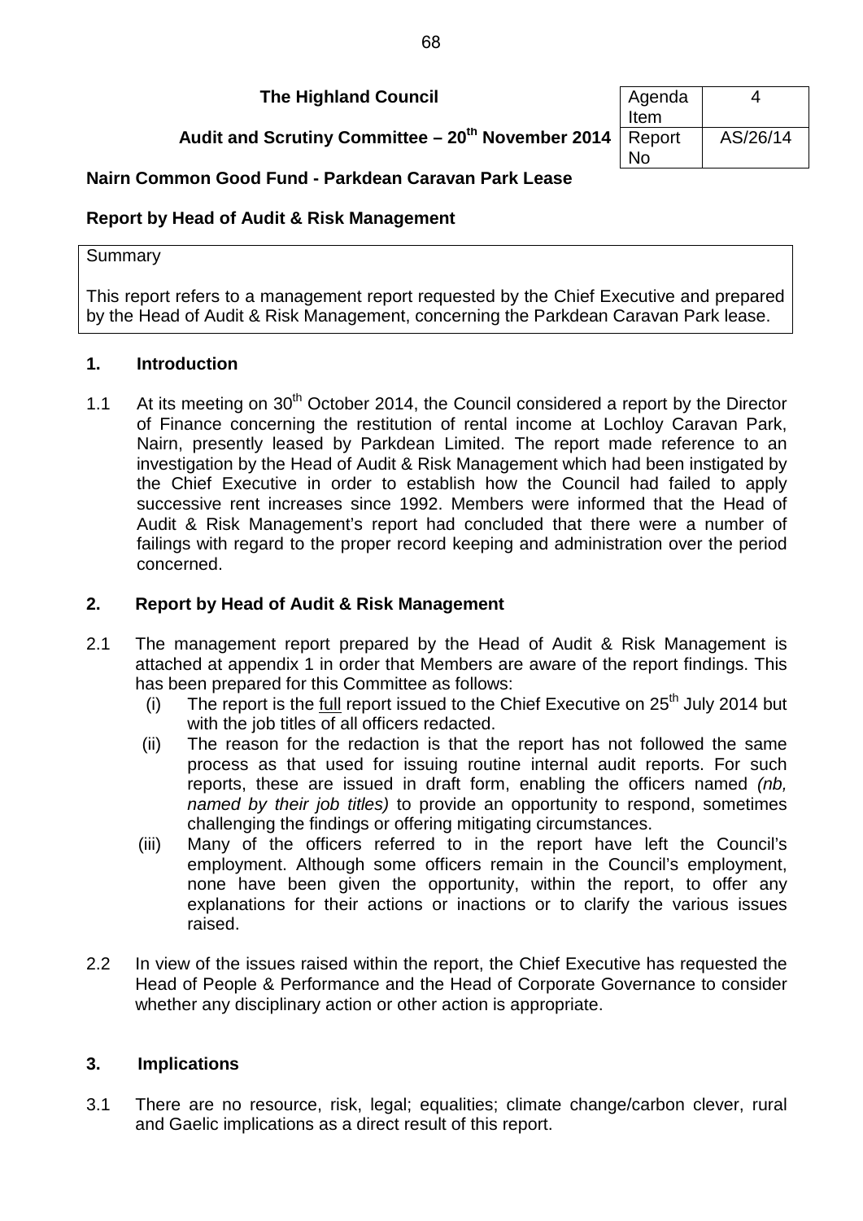**The Highland Council**

**Audit and Scrutiny Committee – 20th November 2014**

| Agenda Item | 4 |
|---|---|
| Report No | AS/26/14 |

**Nairn Common Good Fund - Parkdean Caravan Park Lease**

**Report by Head of Audit & Risk Management**

Summary

This report refers to a management report requested by the Chief Executive and prepared by the Head of Audit & Risk Management, concerning the Parkdean Caravan Park lease.

## 1. Introduction

1.1 At its meeting on 30th October 2014, the Council considered a report by the Director of Finance concerning the restitution of rental income at Lochloy Caravan Park, Nairn, presently leased by Parkdean Limited. The report made reference to an investigation by the Head of Audit & Risk Management which had been instigated by the Chief Executive in order to establish how the Council had failed to apply successive rent increases since 1992. Members were informed that the Head of Audit & Risk Management's report had concluded that there were a number of failings with regard to the proper record keeping and administration over the period concerned.

## 2. Report by Head of Audit & Risk Management

2.1 The management report prepared by the Head of Audit & Risk Management is attached at appendix 1 in order that Members are aware of the report findings. This has been prepared for this Committee as follows:

(i) The report is the full report issued to the Chief Executive on 25th July 2014 but with the job titles of all officers redacted.

(ii) The reason for the redaction is that the report has not followed the same process as that used for issuing routine internal audit reports. For such reports, these are issued in draft form, enabling the officers named *(nb, named by their job titles)* to provide an opportunity to respond, sometimes challenging the findings or offering mitigating circumstances.

(iii) Many of the officers referred to in the report have left the Council's employment. Although some officers remain in the Council's employment, none have been given the opportunity, within the report, to offer any explanations for their actions or inactions or to clarify the various issues raised.

2.2 In view of the issues raised within the report, the Chief Executive has requested the Head of People & Performance and the Head of Corporate Governance to consider whether any disciplinary action or other action is appropriate.

## 3. Implications

3.1 There are no resource, risk, legal; equalities; climate change/carbon clever, rural and Gaelic implications as a direct result of this report.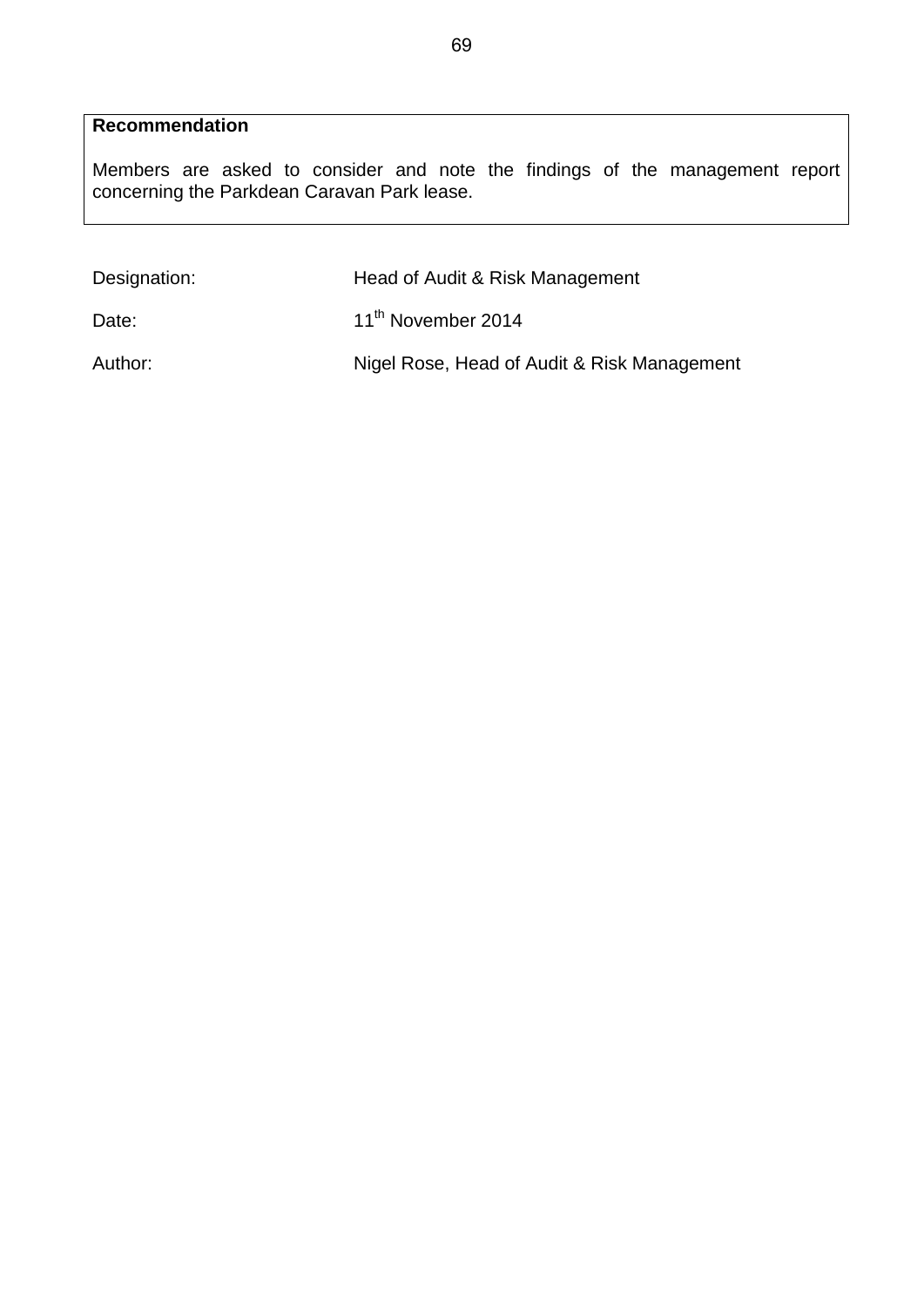**Recommendation**

Members are asked to consider and note the findings of the management report concerning the Parkdean Caravan Park lease.

| | |
|---|---|
| Designation: | Head of Audit & Risk Management |
| Date: | 11th November 2014 |
| Author: | Nigel Rose, Head of Audit & Risk Management |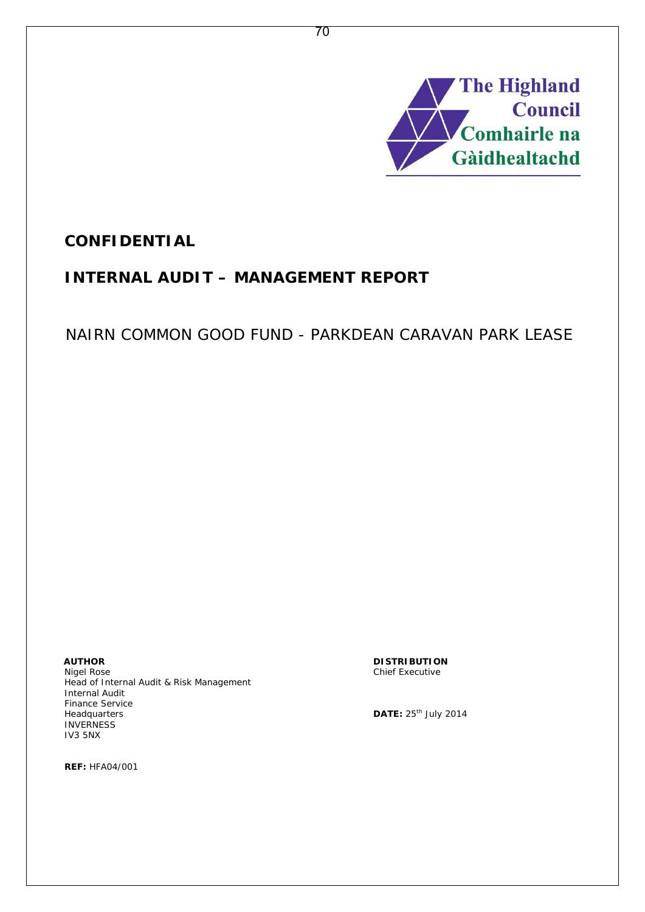The Highland Council
Comhairle na Gàidhealtachd

# CONFIDENTIAL

# INTERNAL AUDIT – MANAGEMENT REPORT

## NAIRN COMMON GOOD FUND - PARKDEAN CARAVAN PARK LEASE

**AUTHOR**
Nigel Rose
Head of Internal Audit & Risk Management
Internal Audit
Finance Service
Headquarters
INVERNESS
IV3 5NX

**DISTRIBUTION**
Chief Executive

**DATE:** 25th July 2014

**REF:** HFA04/001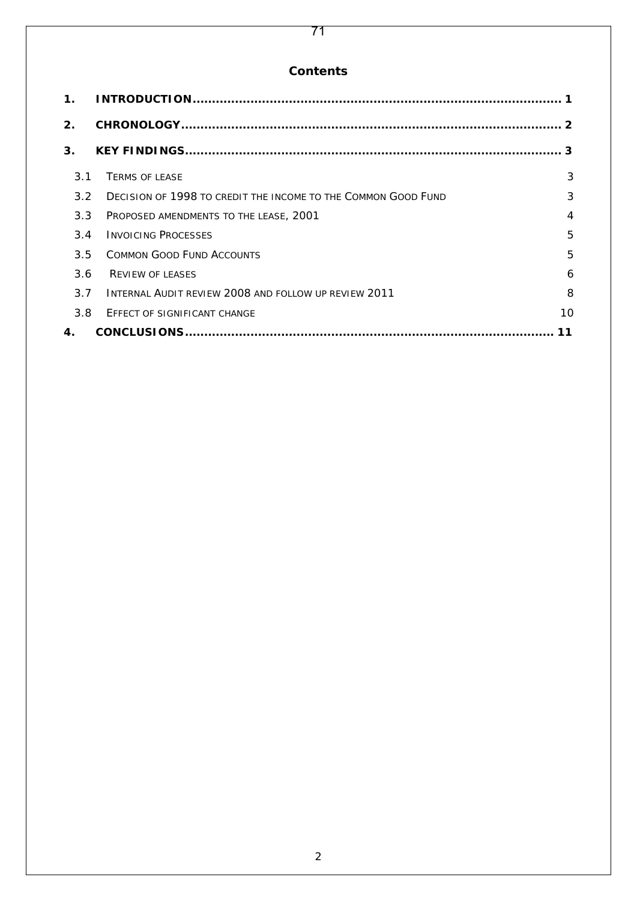## Contents

| | | |
|---|---|---|
| **1.** | **INTRODUCTION** | **1** |
| **2.** | **CHRONOLOGY** | **2** |
| **3.** | **KEY FINDINGS** | **3** |
| 3.1 | TERMS OF LEASE | 3 |
| 3.2 | DECISION OF 1998 TO CREDIT THE INCOME TO THE COMMON GOOD FUND | 3 |
| 3.3 | PROPOSED AMENDMENTS TO THE LEASE, 2001 | 4 |
| 3.4 | INVOICING PROCESSES | 5 |
| 3.5 | COMMON GOOD FUND ACCOUNTS | 5 |
| 3.6 | REVIEW OF LEASES | 6 |
| 3.7 | INTERNAL AUDIT REVIEW 2008 AND FOLLOW UP REVIEW 2011 | 8 |
| 3.8 | EFFECT OF SIGNIFICANT CHANGE | 10 |
| **4.** | **CONCLUSIONS** | **11** |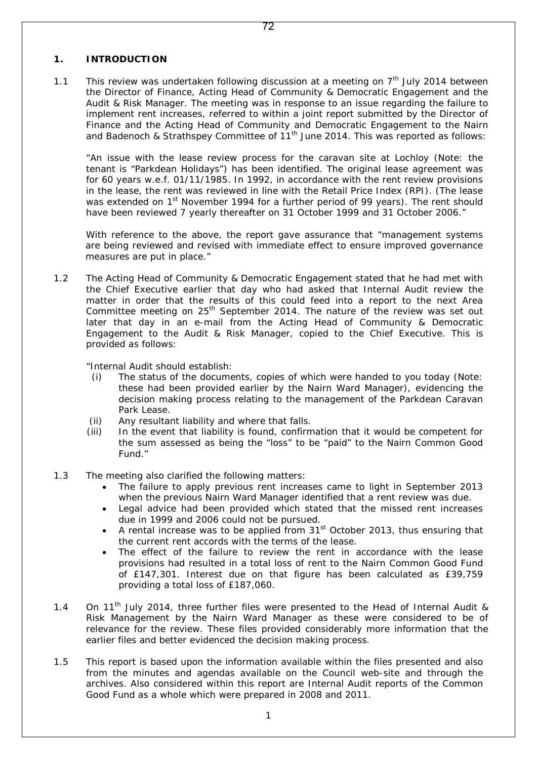## 1. INTRODUCTION

1.1 This review was undertaken following discussion at a meeting on 7th July 2014 between the Director of Finance, Acting Head of Community & Democratic Engagement and the Audit & Risk Manager. The meeting was in response to an issue regarding the failure to implement rent increases, referred to within a joint report submitted by the Director of Finance and the Acting Head of Community and Democratic Engagement to the Nairn and Badenoch & Strathspey Committee of 11th June 2014. This was reported as follows:

"An issue with the lease review process for the caravan site at Lochloy (Note: the tenant is "Parkdean Holidays") has been identified. The original lease agreement was for 60 years w.e.f. 01/11/1985. In 1992, in accordance with the rent review provisions in the lease, the rent was reviewed in line with the Retail Price Index (RPI). (The lease was extended on 1st November 1994 for a further period of 99 years). The rent should have been reviewed 7 yearly thereafter on 31 October 1999 and 31 October 2006."

With reference to the above, the report gave assurance that "management systems are being reviewed and revised with immediate effect to ensure improved governance measures are put in place."

1.2 The Acting Head of Community & Democratic Engagement stated that he had met with the Chief Executive earlier that day who had asked that Internal Audit review the matter in order that the results of this could feed into a report to the next Area Committee meeting on 25th September 2014. The nature of the review was set out later that day in an e-mail from the Acting Head of Community & Democratic Engagement to the Audit & Risk Manager, copied to the Chief Executive. This is provided as follows:

"Internal Audit should establish:

(i) The status of the documents, copies of which were handed to you today (Note: these had been provided earlier by the Nairn Ward Manager), evidencing the decision making process relating to the management of the Parkdean Caravan Park Lease.

(ii) Any resultant liability and where that falls.

(iii) In the event that liability is found, confirmation that it would be competent for the sum assessed as being the "loss" to be "paid" to the Nairn Common Good Fund."

1.3 The meeting also clarified the following matters:

- The failure to apply previous rent increases came to light in September 2013 when the previous Nairn Ward Manager identified that a rent review was due.
- Legal advice had been provided which stated that the missed rent increases due in 1999 and 2006 could not be pursued.
- A rental increase was to be applied from 31st October 2013, thus ensuring that the current rent accords with the terms of the lease.
- The effect of the failure to review the rent in accordance with the lease provisions had resulted in a total loss of rent to the Nairn Common Good Fund of £147,301. Interest due on that figure has been calculated as £39,759 providing a total loss of £187,060.

1.4 On 11th July 2014, three further files were presented to the Head of Internal Audit & Risk Management by the Nairn Ward Manager as these were considered to be of relevance for the review. These files provided considerably more information that the earlier files and better evidenced the decision making process.

1.5 This report is based upon the information available within the files presented and also from the minutes and agendas available on the Council web-site and through the archives. Also considered within this report are Internal Audit reports of the Common Good Fund as a whole which were prepared in 2008 and 2011.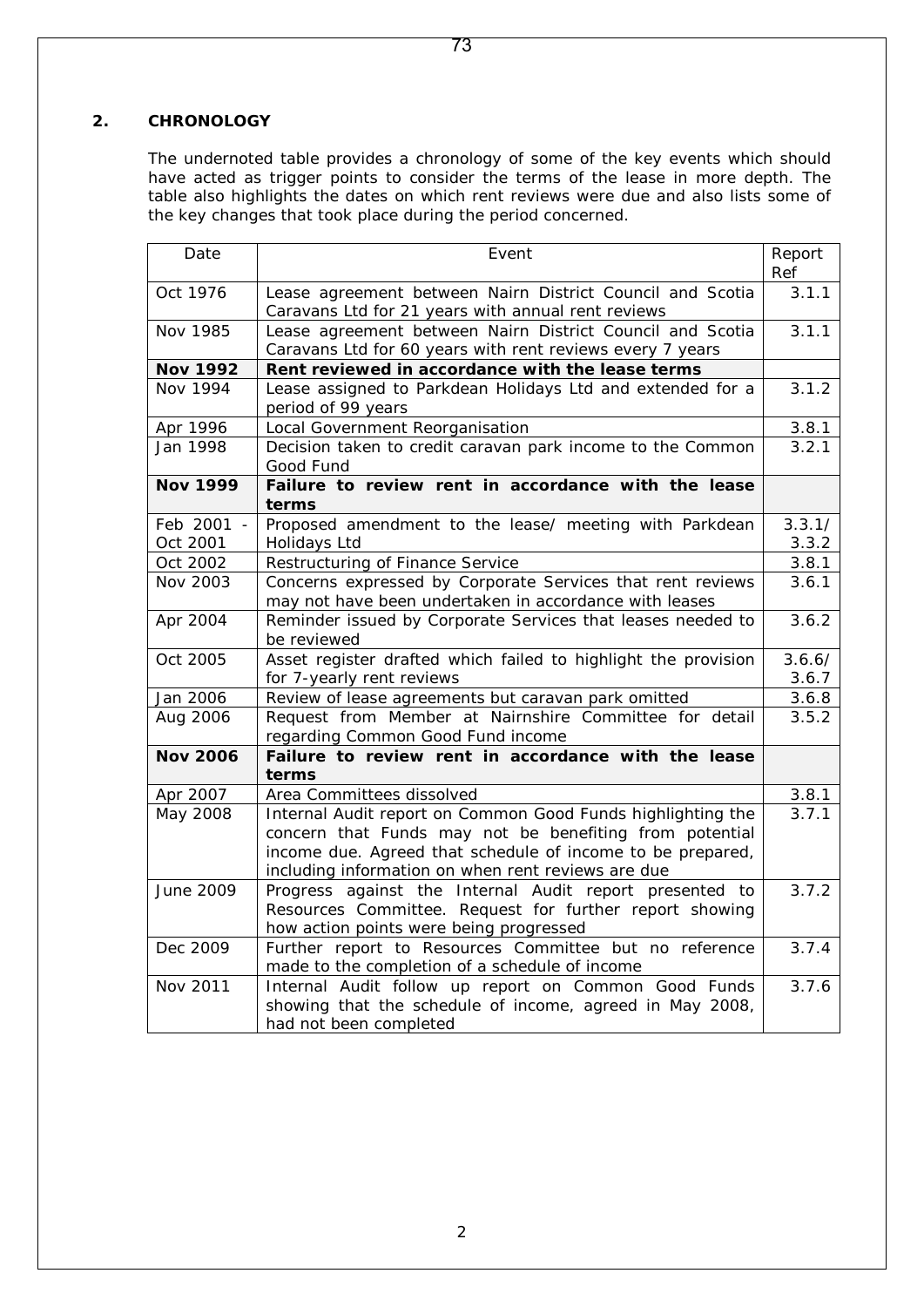## 2. CHRONOLOGY

The undernoted table provides a chronology of some of the key events which should have acted as trigger points to consider the terms of the lease in more depth. The table also highlights the dates on which rent reviews were due and also lists some of the key changes that took place during the period concerned.

| Date | Event | Report Ref |
|---|---|---|
| Oct 1976 | Lease agreement between Nairn District Council and Scotia Caravans Ltd for 21 years with annual rent reviews | 3.1.1 |
| Nov 1985 | Lease agreement between Nairn District Council and Scotia Caravans Ltd for 60 years with rent reviews every 7 years | 3.1.1 |
| **Nov 1992** | **Rent reviewed in accordance with the lease terms** | |
| Nov 1994 | Lease assigned to Parkdean Holidays Ltd and extended for a period of 99 years | 3.1.2 |
| Apr 1996 | Local Government Reorganisation | 3.8.1 |
| Jan 1998 | Decision taken to credit caravan park income to the Common Good Fund | 3.2.1 |
| **Nov 1999** | **Failure to review rent in accordance with the lease terms** | |
| Feb 2001 - Oct 2001 | Proposed amendment to the lease/ meeting with Parkdean Holidays Ltd | 3.3.1/ 3.3.2 |
| Oct 2002 | Restructuring of Finance Service | 3.8.1 |
| Nov 2003 | Concerns expressed by Corporate Services that rent reviews may not have been undertaken in accordance with leases | 3.6.1 |
| Apr 2004 | Reminder issued by Corporate Services that leases needed to be reviewed | 3.6.2 |
| Oct 2005 | Asset register drafted which failed to highlight the provision for 7-yearly rent reviews | 3.6.6/ 3.6.7 |
| Jan 2006 | Review of lease agreements but caravan park omitted | 3.6.8 |
| Aug 2006 | Request from Member at Nairnshire Committee for detail regarding Common Good Fund income | 3.5.2 |
| **Nov 2006** | **Failure to review rent in accordance with the lease terms** | |
| Apr 2007 | Area Committees dissolved | 3.8.1 |
| May 2008 | Internal Audit report on Common Good Funds highlighting the concern that Funds may not be benefiting from potential income due. Agreed that schedule of income to be prepared, including information on when rent reviews are due | 3.7.1 |
| June 2009 | Progress against the Internal Audit report presented to Resources Committee. Request for further report showing how action points were being progressed | 3.7.2 |
| Dec 2009 | Further report to Resources Committee but no reference made to the completion of a schedule of income | 3.7.4 |
| Nov 2011 | Internal Audit follow up report on Common Good Funds showing that the schedule of income, agreed in May 2008, had not been completed | 3.7.6 |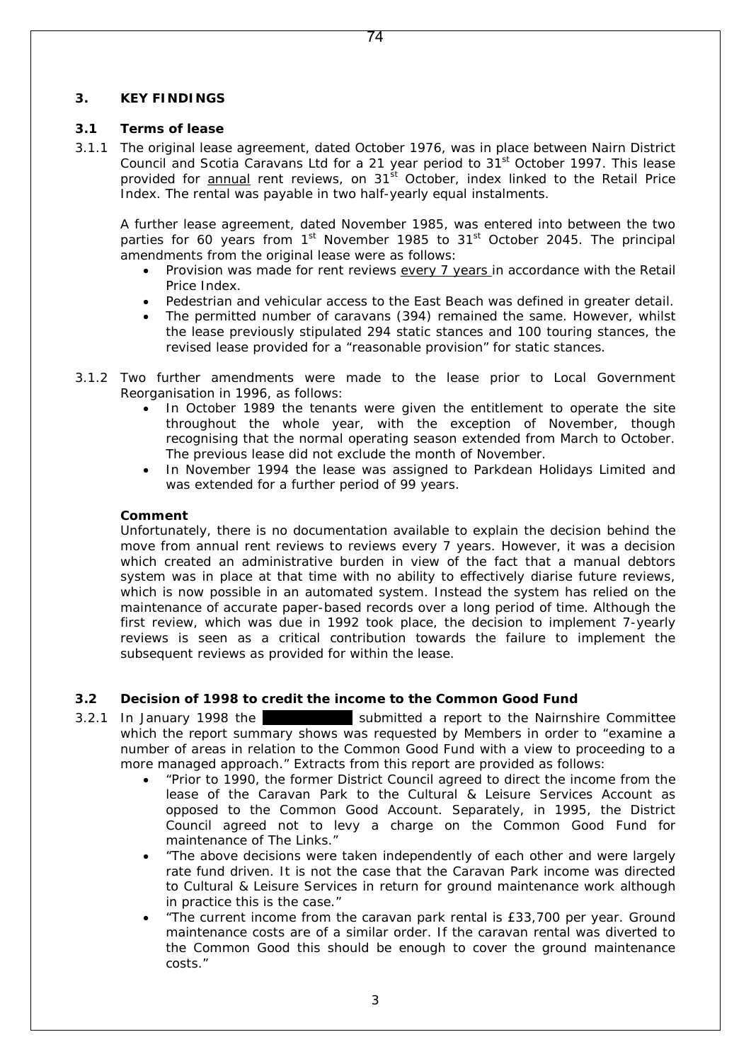## 3. KEY FINDINGS

### 3.1 Terms of lease

3.1.1 The original lease agreement, dated October 1976, was in place between Nairn District Council and Scotia Caravans Ltd for a 21 year period to 31st October 1997. This lease provided for annual rent reviews, on 31st October, index linked to the Retail Price Index. The rental was payable in two half-yearly equal instalments.

A further lease agreement, dated November 1985, was entered into between the two parties for 60 years from 1st November 1985 to 31st October 2045. The principal amendments from the original lease were as follows:

- Provision was made for rent reviews every 7 years in accordance with the Retail Price Index.
- Pedestrian and vehicular access to the East Beach was defined in greater detail.
- The permitted number of caravans (394) remained the same. However, whilst the lease previously stipulated 294 static stances and 100 touring stances, the revised lease provided for a "reasonable provision" for static stances.

3.1.2 Two further amendments were made to the lease prior to Local Government Reorganisation in 1996, as follows:

- In October 1989 the tenants were given the entitlement to operate the site throughout the whole year, with the exception of November, though recognising that the normal operating season extended from March to October. The previous lease did not exclude the month of November.
- In November 1994 the lease was assigned to Parkdean Holidays Limited and was extended for a further period of 99 years.

**Comment**

*Unfortunately, there is no documentation available to explain the decision behind the move from annual rent reviews to reviews every 7 years. However, it was a decision which created an administrative burden in view of the fact that a manual debtors system was in place at that time with no ability to effectively diarise future reviews, which is now possible in an automated system. Instead the system has relied on the maintenance of accurate paper-based records over a long period of time. Although the first review, which was due in 1992 took place, the decision to implement 7-yearly reviews is seen as a critical contribution towards the failure to implement the subsequent reviews as provided for within the lease.*

### 3.2 Decision of 1998 to credit the income to the Common Good Fund

3.2.1 In January 1998 the [redacted] submitted a report to the Nairnshire Committee which the report summary shows was requested by Members in order to "examine a number of areas in relation to the Common Good Fund with a view to proceeding to a more managed approach." Extracts from this report are provided as follows:

- "Prior to 1990, the former District Council agreed to direct the income from the lease of the Caravan Park to the Cultural & Leisure Services Account as opposed to the Common Good Account. Separately, in 1995, the District Council agreed not to levy a charge on the Common Good Fund for maintenance of The Links."
- "The above decisions were taken independently of each other and were largely rate fund driven. It is not the case that the Caravan Park income was directed to Cultural & Leisure Services in return for ground maintenance work although in practice this is the case."
- "The current income from the caravan park rental is £33,700 per year. Ground maintenance costs are of a similar order. If the caravan rental was diverted to the Common Good this should be enough to cover the ground maintenance costs."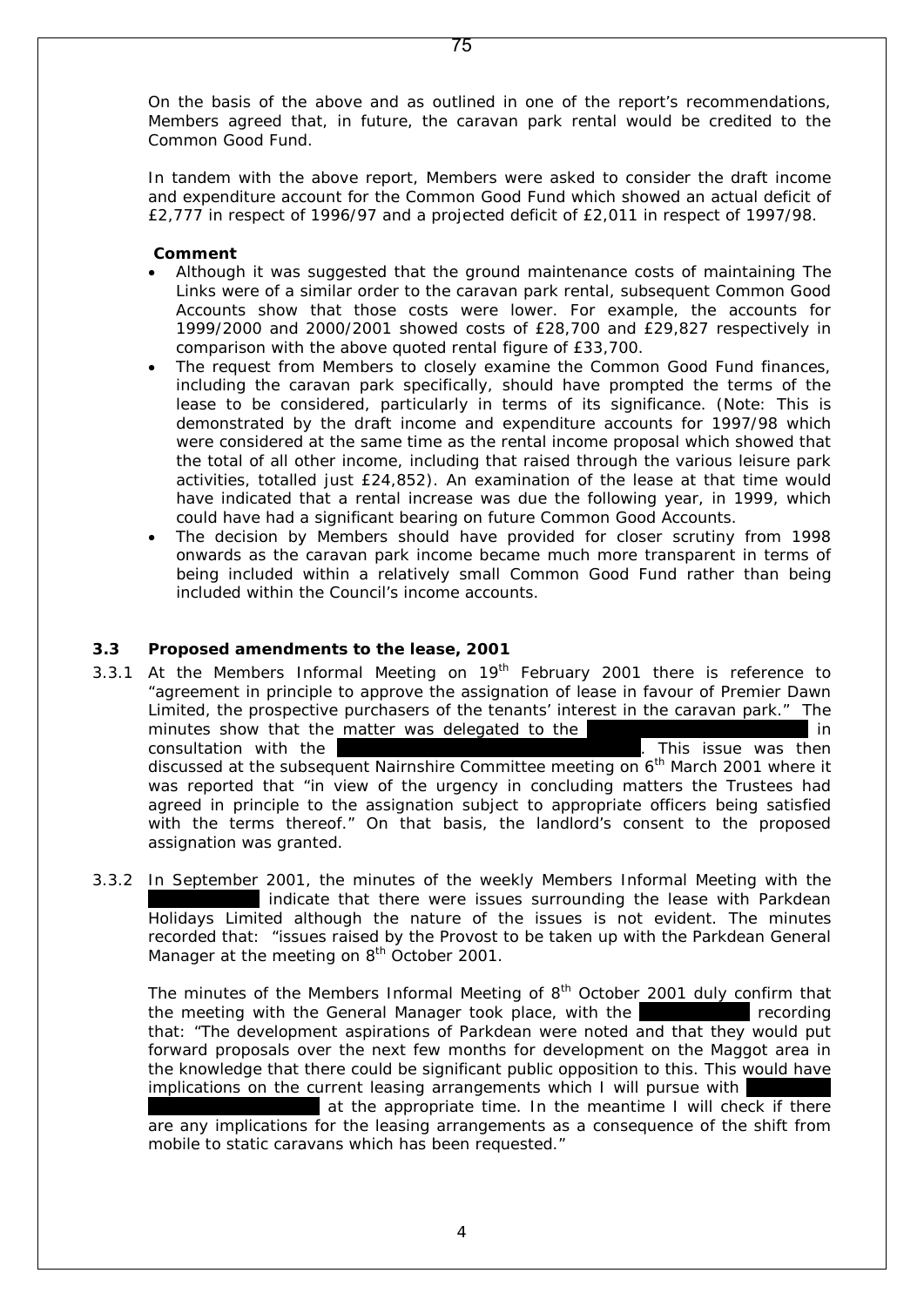On the basis of the above and as outlined in one of the report's recommendations, Members agreed that, in future, the caravan park rental would be credited to the Common Good Fund.

In tandem with the above report, Members were asked to consider the draft income and expenditure account for the Common Good Fund which showed an actual deficit of £2,777 in respect of 1996/97 and a projected deficit of £2,011 in respect of 1997/98.

**Comment**

- Although it was suggested that the ground maintenance costs of maintaining The Links were of a similar order to the caravan park rental, subsequent Common Good Accounts show that those costs were lower. For example, the accounts for 1999/2000 and 2000/2001 showed costs of £28,700 and £29,827 respectively in comparison with the above quoted rental figure of £33,700.
- The request from Members to closely examine the Common Good Fund finances, including the caravan park specifically, should have prompted the terms of the lease to be considered, particularly in terms of its significance. (Note: This is demonstrated by the draft income and expenditure accounts for 1997/98 which were considered at the same time as the rental income proposal which showed that the total of all other income, including that raised through the various leisure park activities, totalled just £24,852). An examination of the lease at that time would have indicated that a rental increase was due the following year, in 1999, which could have had a significant bearing on future Common Good Accounts.
- The decision by Members should have provided for closer scrutiny from 1998 onwards as the caravan park income became much more transparent in terms of being included within a relatively small Common Good Fund rather than being included within the Council's income accounts.

### 3.3 Proposed amendments to the lease, 2001

3.3.1 At the Members Informal Meeting on 19th February 2001 there is reference to "agreement in principle to approve the assignation of lease in favour of Premier Dawn Limited, the prospective purchasers of the tenants' interest in the caravan park." The minutes show that the matter was delegated to the [redacted] in consultation with the [redacted]. This issue was then discussed at the subsequent Nairnshire Committee meeting on 6th March 2001 where it was reported that "in view of the urgency in concluding matters the Trustees had agreed in principle to the assignation subject to appropriate officers being satisfied with the terms thereof." On that basis, the landlord's consent to the proposed assignation was granted.

3.3.2 In September 2001, the minutes of the weekly Members Informal Meeting with the [redacted] indicate that there were issues surrounding the lease with Parkdean Holidays Limited although the nature of the issues is not evident. The minutes recorded that: "issues raised by the Provost to be taken up with the Parkdean General Manager at the meeting on 8th October 2001.

The minutes of the Members Informal Meeting of 8th October 2001 duly confirm that the meeting with the General Manager took place, with the [redacted] recording that: "The development aspirations of Parkdean were noted and that they would put forward proposals over the next few months for development on the Maggot area in the knowledge that there could be significant public opposition to this. This would have implications on the current leasing arrangements which I will pursue with [redacted] at the appropriate time. In the meantime I will check if there are any implications for the leasing arrangements as a consequence of the shift from mobile to static caravans which has been requested."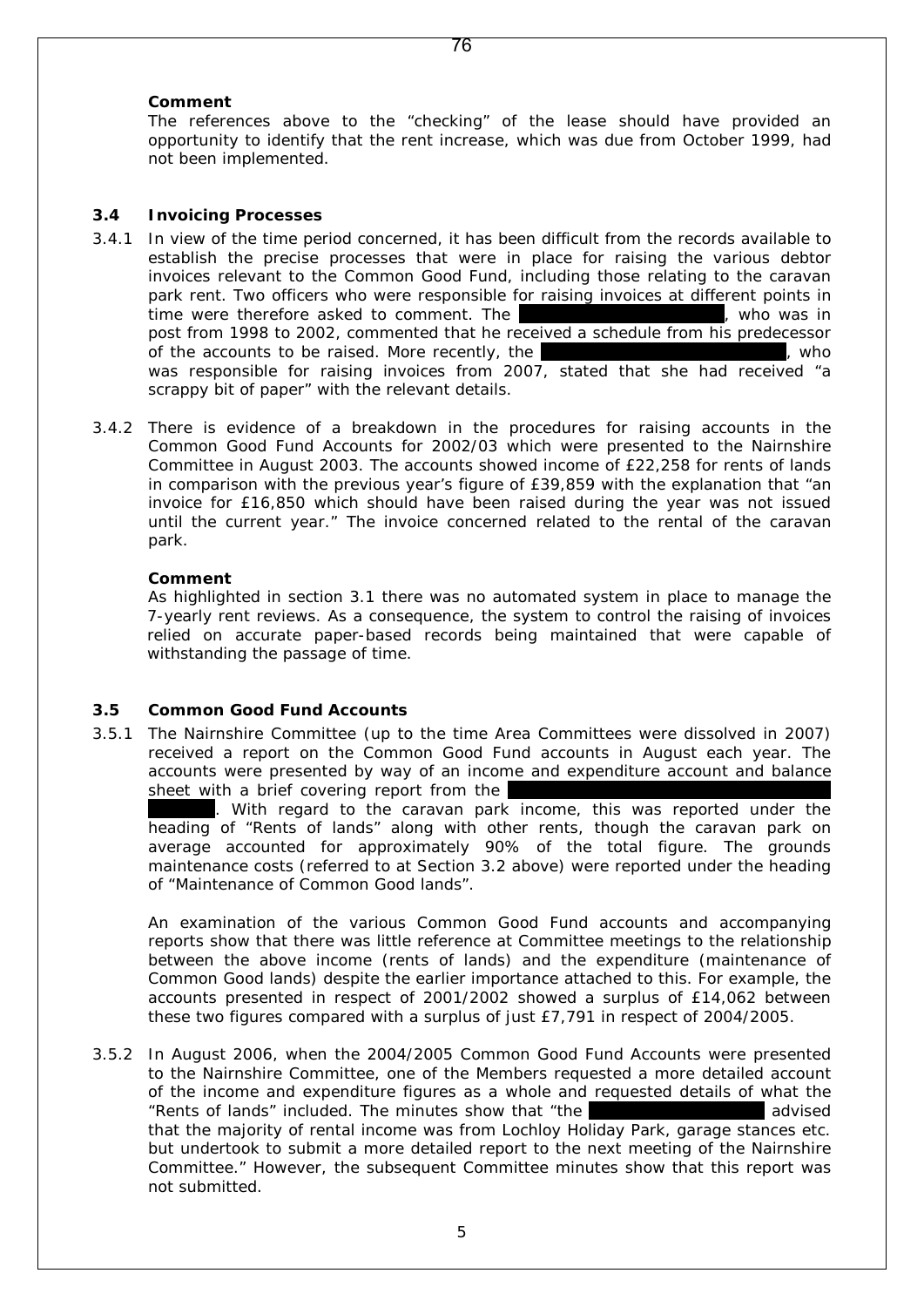**Comment**

The references above to the "checking" of the lease should have provided an opportunity to identify that the rent increase, which was due from October 1999, had not been implemented.

### 3.4 Invoicing Processes

3.4.1 In view of the time period concerned, it has been difficult from the records available to establish the precise processes that were in place for raising the various debtor invoices relevant to the Common Good Fund, including those relating to the caravan park rent. Two officers who were responsible for raising invoices at different points in time were therefore asked to comment. The ██████████████████, who was in post from 1998 to 2002, commented that he received a schedule from his predecessor of the accounts to be raised. More recently, the ██████████████████████, who was responsible for raising invoices from 2007, stated that she had received "a scrappy bit of paper" with the relevant details.

3.4.2 There is evidence of a breakdown in the procedures for raising accounts in the Common Good Fund Accounts for 2002/03 which were presented to the Nairnshire Committee in August 2003. The accounts showed income of £22,258 for rents of lands in comparison with the previous year's figure of £39,859 with the explanation that "an invoice for £16,850 which should have been raised during the year was not issued until the current year." The invoice concerned related to the rental of the caravan park.

**Comment**

As highlighted in section 3.1 there was no automated system in place to manage the 7-yearly rent reviews. As a consequence, the system to control the raising of invoices relied on accurate paper-based records being maintained that were capable of withstanding the passage of time.

### 3.5 Common Good Fund Accounts

3.5.1 The Nairnshire Committee (up to the time Area Committees were dissolved in 2007) received a report on the Common Good Fund accounts in August each year. The accounts were presented by way of an income and expenditure account and balance sheet with a brief covering report from the ████████████████████████████. With regard to the caravan park income, this was reported under the heading of "Rents of lands" along with other rents, though the caravan park on average accounted for approximately 90% of the total figure. The grounds maintenance costs (referred to at Section 3.2 above) were reported under the heading of "Maintenance of Common Good lands".

An examination of the various Common Good Fund accounts and accompanying reports show that there was little reference at Committee meetings to the relationship between the above income (rents of lands) and the expenditure (maintenance of Common Good lands) despite the earlier importance attached to this. For example, the accounts presented in respect of 2001/2002 showed a surplus of £14,062 between these two figures compared with a surplus of just £7,791 in respect of 2004/2005.

3.5.2 In August 2006, when the 2004/2005 Common Good Fund Accounts were presented to the Nairnshire Committee, one of the Members requested a more detailed account of the income and expenditure figures as a whole and requested details of what the "Rents of lands" included. The minutes show that "the ██████████████ advised that the majority of rental income was from Lochloy Holiday Park, garage stances etc. but undertook to submit a more detailed report to the next meeting of the Nairnshire Committee." However, the subsequent Committee minutes show that this report was not submitted.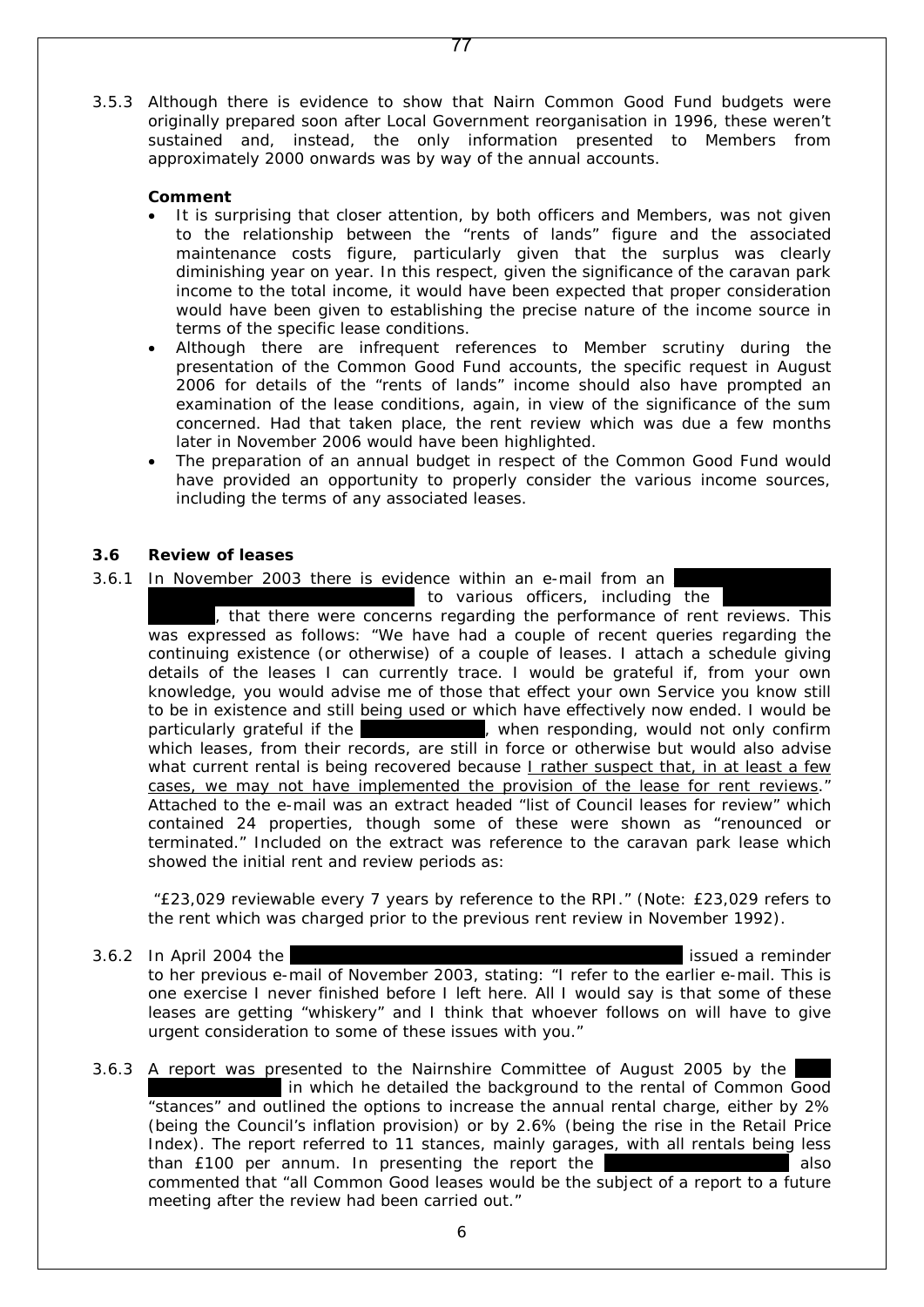3.5.3 Although there is evidence to show that Nairn Common Good Fund budgets were originally prepared soon after Local Government reorganisation in 1996, these weren't sustained and, instead, the only information presented to Members from approximately 2000 onwards was by way of the annual accounts.

**Comment**

- It is surprising that closer attention, by both officers and Members, was not given to the relationship between the "rents of lands" figure and the associated maintenance costs figure, particularly given that the surplus was clearly diminishing year on year. In this respect, given the significance of the caravan park income to the total income, it would have been expected that proper consideration would have been given to establishing the precise nature of the income source in terms of the specific lease conditions.
- Although there are infrequent references to Member scrutiny during the presentation of the Common Good Fund accounts, the specific request in August 2006 for details of the "rents of lands" income should also have prompted an examination of the lease conditions, again, in view of the significance of the sum concerned. Had that taken place, the rent review which was due a few months later in November 2006 would have been highlighted.
- The preparation of an annual budget in respect of the Common Good Fund would have provided an opportunity to properly consider the various income sources, including the terms of any associated leases.

### 3.6 Review of leases

3.6.1 In November 2003 there is evidence within an e-mail from an [redacted] to various officers, including the [redacted], that there were concerns regarding the performance of rent reviews. This was expressed as follows: "We have had a couple of recent queries regarding the continuing existence (or otherwise) of a couple of leases. I attach a schedule giving details of the leases I can currently trace. I would be grateful if, from your own knowledge, you would advise me of those that effect your own Service you know still to be in existence and still being used or which have effectively now ended. I would be particularly grateful if the [redacted], when responding, would not only confirm which leases, from their records, are still in force or otherwise but would also advise what current rental is being recovered because <u>I rather suspect that, in at least a few cases, we may not have implemented the provision of the lease for rent reviews</u>." Attached to the e-mail was an extract headed "list of Council leases for review" which contained 24 properties, though some of these were shown as "renounced or terminated." Included on the extract was reference to the caravan park lease which showed the initial rent and review periods as:

"£23,029 reviewable every 7 years by reference to the RPI." (Note: £23,029 refers to the rent which was charged prior to the previous rent review in November 1992).

3.6.2 In April 2004 the [redacted] issued a reminder to her previous e-mail of November 2003, stating: "I refer to the earlier e-mail. This is one exercise I never finished before I left here. All I would say is that some of these leases are getting "whiskery" and I think that whoever follows on will have to give urgent consideration to some of these issues with you."

3.6.3 A report was presented to the Nairnshire Committee of August 2005 by the [redacted] in which he detailed the background to the rental of Common Good "stances" and outlined the options to increase the annual rental charge, either by 2% (being the Council's inflation provision) or by 2.6% (being the rise in the Retail Price Index). The report referred to 11 stances, mainly garages, with all rentals being less than £100 per annum. In presenting the report the [redacted] also commented that "all Common Good leases would be the subject of a report to a future meeting after the review had been carried out."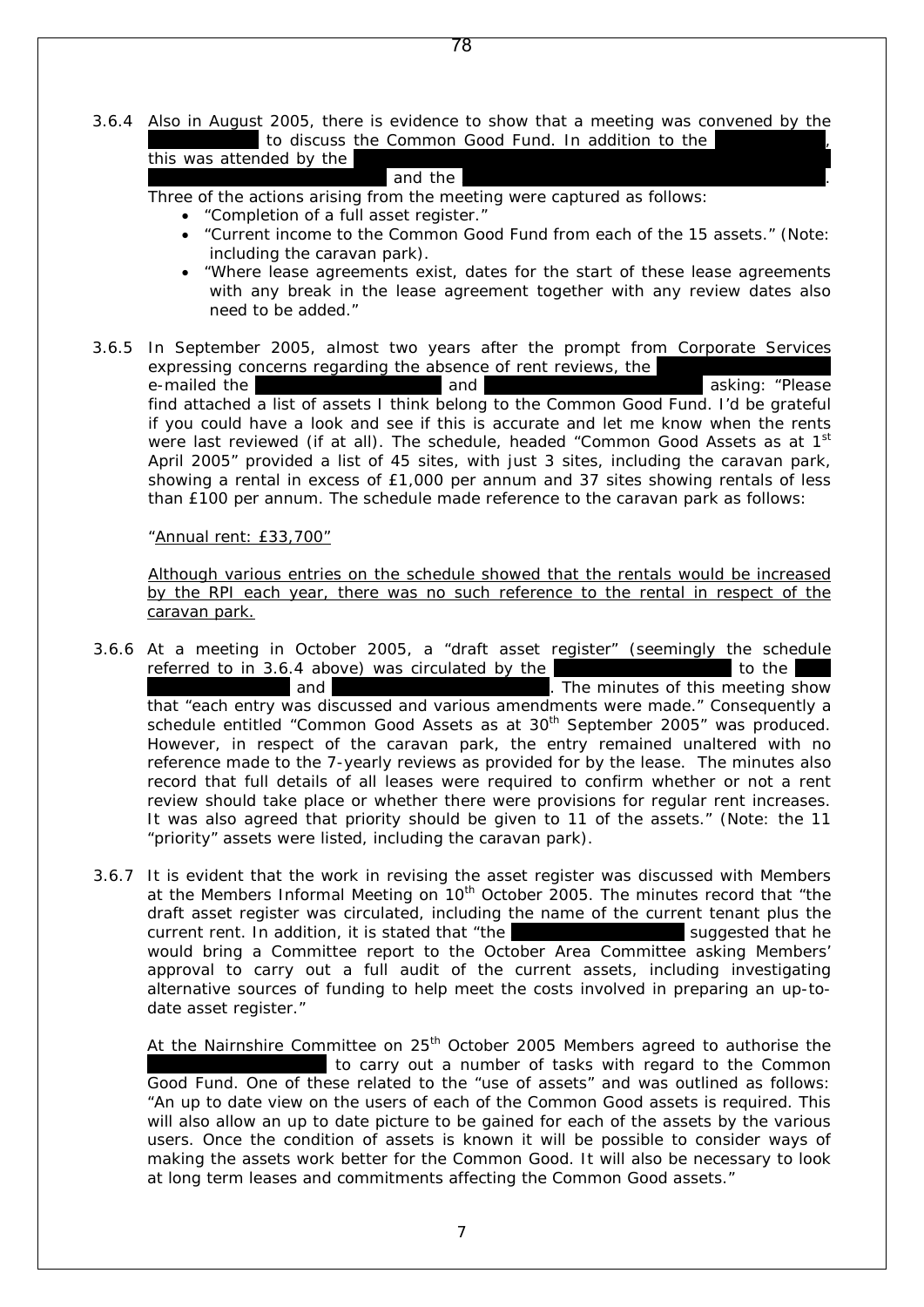3.6.4 Also in August 2005, there is evidence to show that a meeting was convened by the [REDACTED] to discuss the Common Good Fund. In addition to the [REDACTED], this was attended by the [REDACTED] and the [REDACTED]. Three of the actions arising from the meeting were captured as follows:

- "Completion of a full asset register."
- "Current income to the Common Good Fund from each of the 15 assets." (Note: including the caravan park).
- "Where lease agreements exist, dates for the start of these lease agreements with any break in the lease agreement together with any review dates also need to be added."

3.6.5 In September 2005, almost two years after the prompt from Corporate Services expressing concerns regarding the absence of rent reviews, the [REDACTED] e-mailed the [REDACTED] and [REDACTED] asking: "Please find attached a list of assets I think belong to the Common Good Fund. I'd be grateful if you could have a look and see if this is accurate and let me know when the rents were last reviewed (if at all). The schedule, headed "Common Good Assets as at 1st April 2005" provided a list of 45 sites, with just 3 sites, including the caravan park, showing a rental in excess of £1,000 per annum and 37 sites showing rentals of less than £100 per annum. The schedule made reference to the caravan park as follows:

"Annual rent: £33,700"

Although various entries on the schedule showed that the rentals would be increased by the RPI each year, there was no such reference to the rental in respect of the caravan park.

3.6.6 At a meeting in October 2005, a "draft asset register" (seemingly the schedule referred to in 3.6.4 above) was circulated by the [REDACTED] to the [REDACTED] and [REDACTED]. The minutes of this meeting show that "each entry was discussed and various amendments were made." Consequently a schedule entitled "Common Good Assets as at 30th September 2005" was produced. However, in respect of the caravan park, the entry remained unaltered with no reference made to the 7-yearly reviews as provided for by the lease. The minutes also record that full details of all leases were required to confirm whether or not a rent review should take place or whether there were provisions for regular rent increases. It was also agreed that priority should be given to 11 of the assets." (Note: the 11 "priority" assets were listed, including the caravan park).

3.6.7 It is evident that the work in revising the asset register was discussed with Members at the Members Informal Meeting on 10th October 2005. The minutes record that "the draft asset register was circulated, including the name of the current tenant plus the current rent. In addition, it is stated that "the [REDACTED] suggested that he would bring a Committee report to the October Area Committee asking Members' approval to carry out a full audit of the current assets, including investigating alternative sources of funding to help meet the costs involved in preparing an up-to-date asset register."

At the Nairnshire Committee on 25th October 2005 Members agreed to authorise the [REDACTED] to carry out a number of tasks with regard to the Common Good Fund. One of these related to the "use of assets" and was outlined as follows: "An up to date view on the users of each of the Common Good assets is required. This will also allow an up to date picture to be gained for each of the assets by the various users. Once the condition of assets is known it will be possible to consider ways of making the assets work better for the Common Good. It will also be necessary to look at long term leases and commitments affecting the Common Good assets."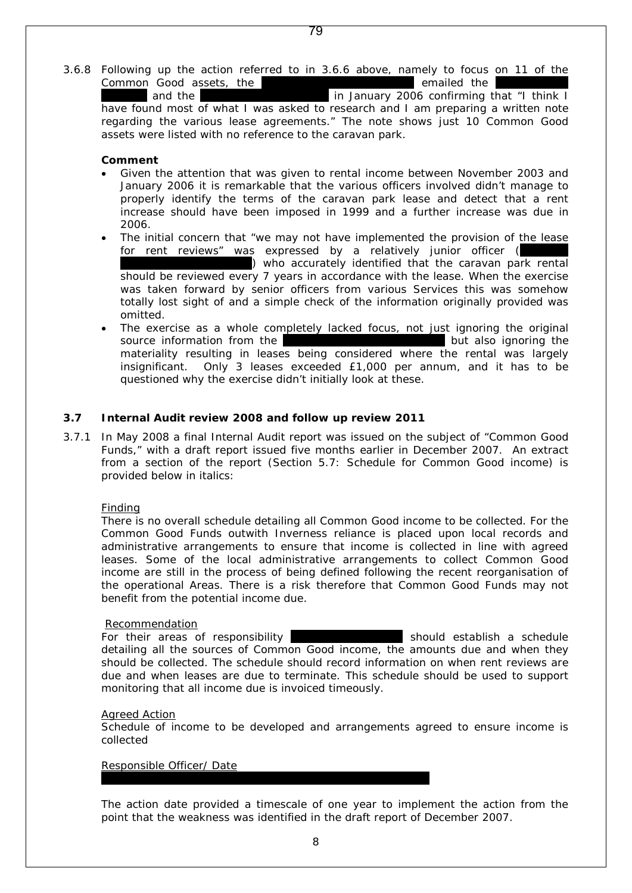3.6.8 Following up the action referred to in 3.6.6 above, namely to focus on 11 of the Common Good assets, the [redacted] emailed the [redacted] and the [redacted] in January 2006 confirming that "I think I have found most of what I was asked to research and I am preparing a written note regarding the various lease agreements." The note shows just 10 Common Good assets were listed with no reference to the caravan park.

**Comment**

- Given the attention that was given to rental income between November 2003 and January 2006 it is remarkable that the various officers involved didn't manage to properly identify the terms of the caravan park lease and detect that a rent increase should have been imposed in 1999 and a further increase was due in 2006.
- The initial concern that "we may not have implemented the provision of the lease for rent reviews" was expressed by a relatively junior officer ([redacted]) who accurately identified that the caravan park rental should be reviewed every 7 years in accordance with the lease. When the exercise was taken forward by senior officers from various Services this was somehow totally lost sight of and a simple check of the information originally provided was omitted.
- The exercise as a whole completely lacked focus, not just ignoring the original source information from the [redacted] but also ignoring the materiality resulting in leases being considered where the rental was largely insignificant. Only 3 leases exceeded £1,000 per annum, and it has to be questioned why the exercise didn't initially look at these.

### 3.7 Internal Audit review 2008 and follow up review 2011

3.7.1 In May 2008 a final Internal Audit report was issued on the subject of "Common Good Funds," with a draft report issued five months earlier in December 2007. An extract from a section of the report (Section 5.7: Schedule for Common Good income) is provided below in italics:

Finding

*There is no overall schedule detailing all Common Good income to be collected. For the Common Good Funds outwith Inverness reliance is placed upon local records and administrative arrangements to ensure that income is collected in line with agreed leases. Some of the local administrative arrangements to collect Common Good income are still in the process of being defined following the recent reorganisation of the operational Areas. There is a risk therefore that Common Good Funds may not benefit from the potential income due.*

Recommendation

*For their areas of responsibility [redacted] should establish a schedule detailing all the sources of Common Good income, the amounts due and when they should be collected. The schedule should record information on when rent reviews are due and when leases are due to terminate. This schedule should be used to support monitoring that all income due is invoiced timeously.*

Agreed Action

*Schedule of income to be developed and arrangements agreed to ensure income is collected*

Responsible Officer/ Date

[redacted]

The action date provided a timescale of one year to implement the action from the point that the weakness was identified in the draft report of December 2007.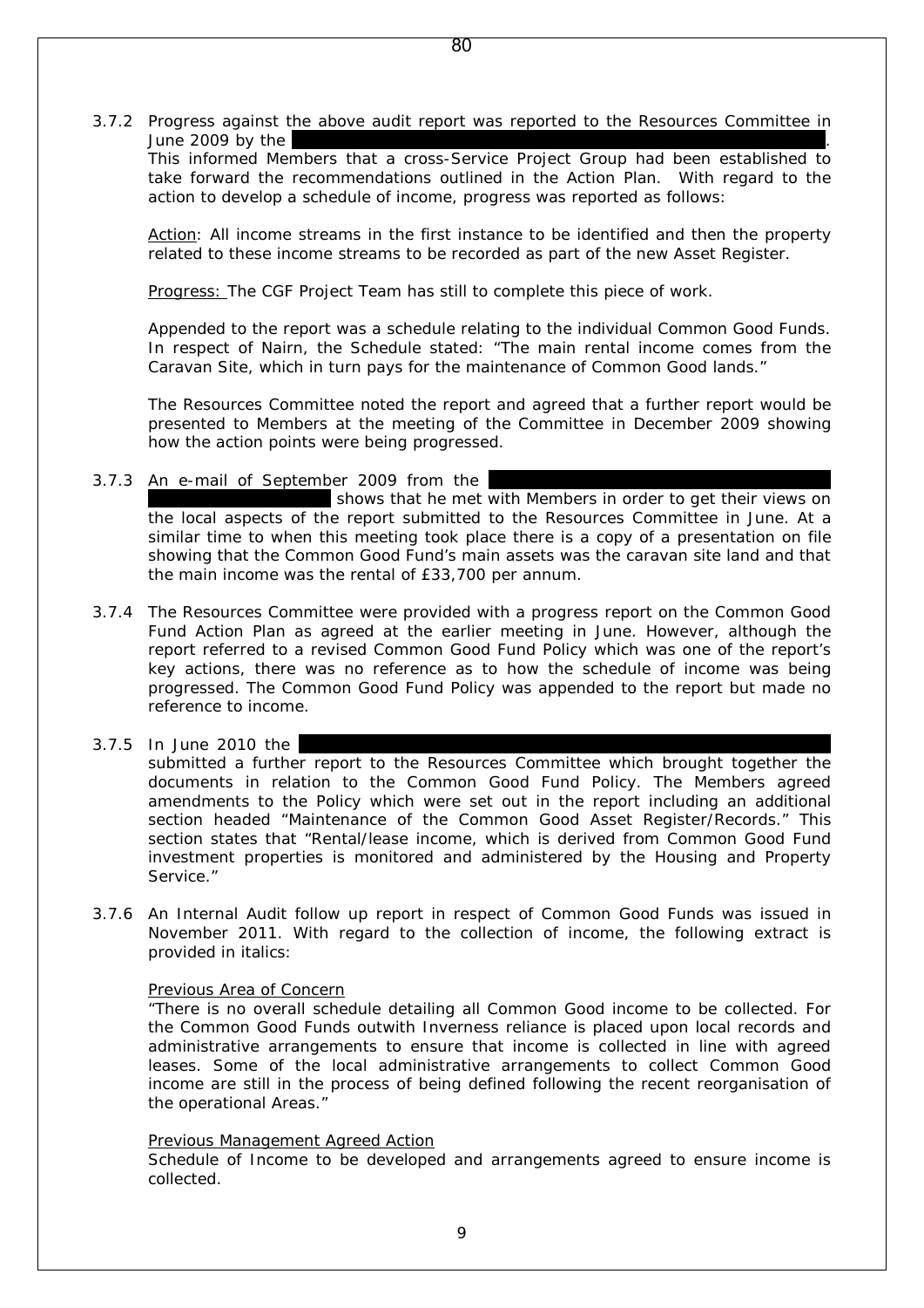3.7.2 Progress against the above audit report was reported to the Resources Committee in June 2009 by the ████████████████████████████████████████. This informed Members that a cross-Service Project Group had been established to take forward the recommendations outlined in the Action Plan. With regard to the action to develop a schedule of income, progress was reported as follows:

Action: All income streams in the first instance to be identified and then the property related to these income streams to be recorded as part of the new Asset Register.

Progress: The CGF Project Team has still to complete this piece of work.

Appended to the report was a schedule relating to the individual Common Good Funds. In respect of Nairn, the Schedule stated: "The main rental income comes from the Caravan Site, which in turn pays for the maintenance of Common Good lands."

The Resources Committee noted the report and agreed that a further report would be presented to Members at the meeting of the Committee in December 2009 showing how the action points were being progressed.

3.7.3 An e-mail of September 2009 from the ████████████████████████████████ shows that he met with Members in order to get their views on the local aspects of the report submitted to the Resources Committee in June. At a similar time to when this meeting took place there is a copy of a presentation on file showing that the Common Good Fund's main assets was the caravan site land and that the main income was the rental of £33,700 per annum.

3.7.4 The Resources Committee were provided with a progress report on the Common Good Fund Action Plan as agreed at the earlier meeting in June. However, although the report referred to a revised Common Good Fund Policy which was one of the report's key actions, there was no reference as to how the schedule of income was being progressed. The Common Good Fund Policy was appended to the report but made no reference to income.

3.7.5 In June 2010 the ████████████████████████████████████████ submitted a further report to the Resources Committee which brought together the documents in relation to the Common Good Fund Policy. The Members agreed amendments to the Policy which were set out in the report including an additional section headed "Maintenance of the Common Good Asset Register/Records." This section states that "Rental/lease income, which is derived from Common Good Fund investment properties is monitored and administered by the Housing and Property Service."

3.7.6 An Internal Audit follow up report in respect of Common Good Funds was issued in November 2011. With regard to the collection of income, the following extract is provided in italics:

*Previous Area of Concern*

*"There is no overall schedule detailing all Common Good income to be collected. For the Common Good Funds outwith Inverness reliance is placed upon local records and administrative arrangements to ensure that income is collected in line with agreed leases. Some of the local administrative arrangements to collect Common Good income are still in the process of being defined following the recent reorganisation of the operational Areas."*

*Previous Management Agreed Action*

*Schedule of Income to be developed and arrangements agreed to ensure income is collected.*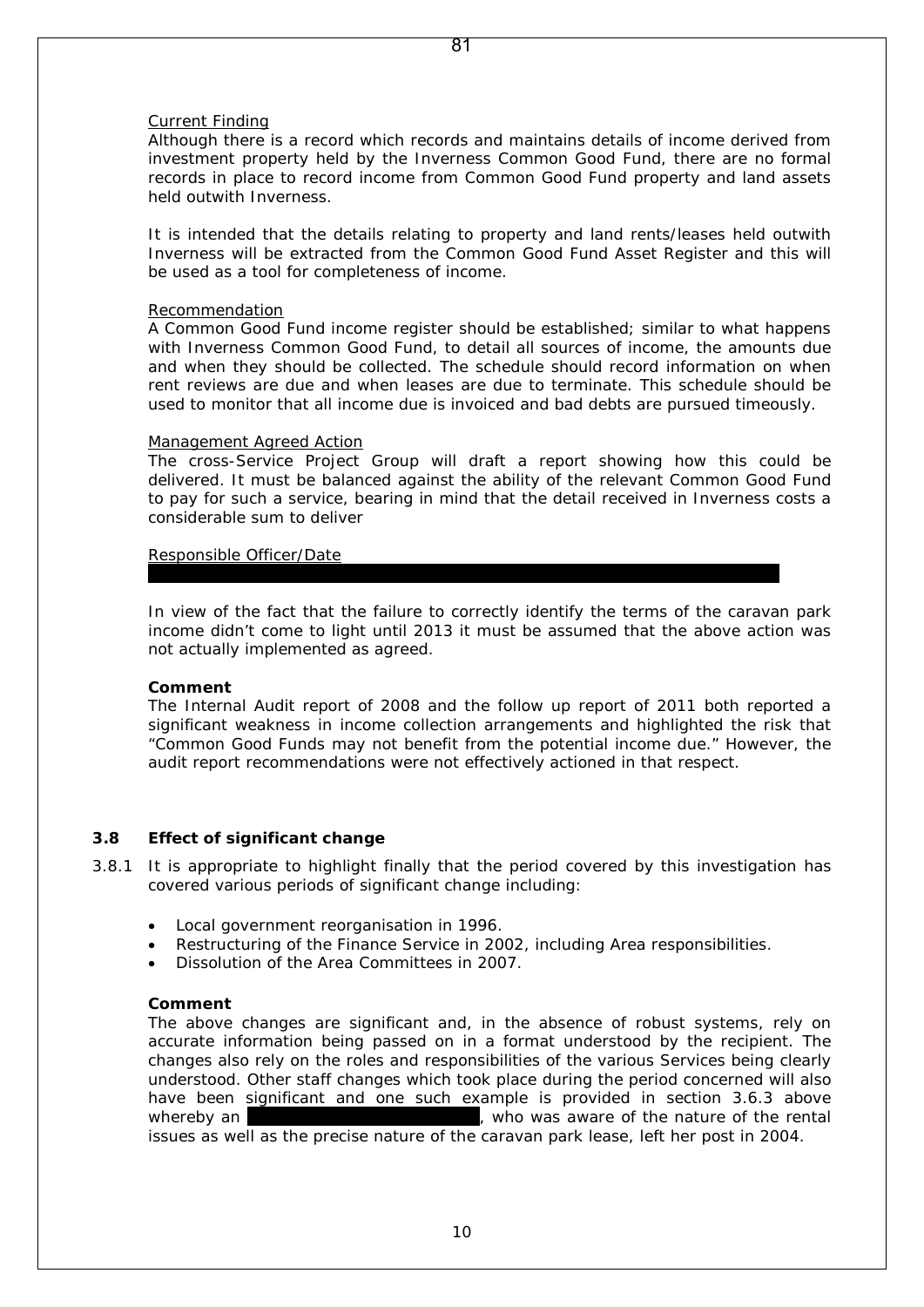Current Finding

Although there is a record which records and maintains details of income derived from investment property held by the Inverness Common Good Fund, there are no formal records in place to record income from Common Good Fund property and land assets held outwith Inverness.

It is intended that the details relating to property and land rents/leases held outwith Inverness will be extracted from the Common Good Fund Asset Register and this will be used as a tool for completeness of income.

Recommendation

A Common Good Fund income register should be established; similar to what happens with Inverness Common Good Fund, to detail all sources of income, the amounts due and when they should be collected. The schedule should record information on when rent reviews are due and when leases are due to terminate. This schedule should be used to monitor that all income due is invoiced and bad debts are pursued timeously.

Management Agreed Action

The cross-Service Project Group will draft a report showing how this could be delivered. It must be balanced against the ability of the relevant Common Good Fund to pay for such a service, bearing in mind that the detail received in Inverness costs a considerable sum to deliver

Responsible Officer/Date

In view of the fact that the failure to correctly identify the terms of the caravan park income didn't come to light until 2013 it must be assumed that the above action was not actually implemented as agreed.

**Comment**

The Internal Audit report of 2008 and the follow up report of 2011 both reported a significant weakness in income collection arrangements and highlighted the risk that "Common Good Funds may not benefit from the potential income due." However, the audit report recommendations were not effectively actioned in that respect.

### 3.8 Effect of significant change

3.8.1 It is appropriate to highlight finally that the period covered by this investigation has covered various periods of significant change including:

- Local government reorganisation in 1996.
- Restructuring of the Finance Service in 2002, including Area responsibilities.
- Dissolution of the Area Committees in 2007.

**Comment**

The above changes are significant and, in the absence of robust systems, rely on accurate information being passed on in a format understood by the recipient. The changes also rely on the roles and responsibilities of the various Services being clearly understood. Other staff changes which took place during the period concerned will also have been significant and one such example is provided in section 3.6.3 above whereby an , who was aware of the nature of the rental issues as well as the precise nature of the caravan park lease, left her post in 2004.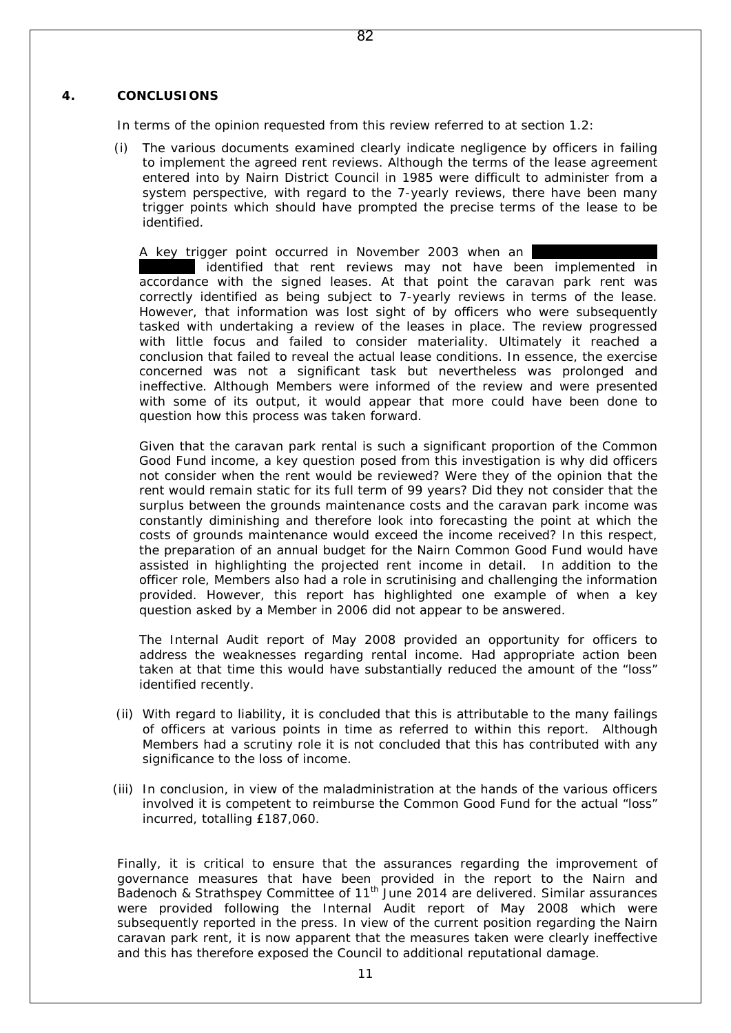## 4. CONCLUSIONS

In terms of the opinion requested from this review referred to at section 1.2:

(i) The various documents examined clearly indicate negligence by officers in failing to implement the agreed rent reviews. Although the terms of the lease agreement entered into by Nairn District Council in 1985 were difficult to administer from a system perspective, with regard to the 7-yearly reviews, there have been many trigger points which should have prompted the precise terms of the lease to be identified.

A key trigger point occurred in November 2003 when an ██████████ identified that rent reviews may not have been implemented in accordance with the signed leases. At that point the caravan park rent was correctly identified as being subject to 7-yearly reviews in terms of the lease. However, that information was lost sight of by officers who were subsequently tasked with undertaking a review of the leases in place. The review progressed with little focus and failed to consider materiality. Ultimately it reached a conclusion that failed to reveal the actual lease conditions. In essence, the exercise concerned was not a significant task but nevertheless was prolonged and ineffective. Although Members were informed of the review and were presented with some of its output, it would appear that more could have been done to question how this process was taken forward.

Given that the caravan park rental is such a significant proportion of the Common Good Fund income, a key question posed from this investigation is why did officers not consider when the rent would be reviewed? Were they of the opinion that the rent would remain static for its full term of 99 years? Did they not consider that the surplus between the grounds maintenance costs and the caravan park income was constantly diminishing and therefore look into forecasting the point at which the costs of grounds maintenance would exceed the income received? In this respect, the preparation of an annual budget for the Nairn Common Good Fund would have assisted in highlighting the projected rent income in detail. In addition to the officer role, Members also had a role in scrutinising and challenging the information provided. However, this report has highlighted one example of when a key question asked by a Member in 2006 did not appear to be answered.

The Internal Audit report of May 2008 provided an opportunity for officers to address the weaknesses regarding rental income. Had appropriate action been taken at that time this would have substantially reduced the amount of the "loss" identified recently.

(ii) With regard to liability, it is concluded that this is attributable to the many failings of officers at various points in time as referred to within this report. Although Members had a scrutiny role it is not concluded that this has contributed with any significance to the loss of income.

(iii) In conclusion, in view of the maladministration at the hands of the various officers involved it is competent to reimburse the Common Good Fund for the actual "loss" incurred, totalling £187,060.

Finally, it is critical to ensure that the assurances regarding the improvement of governance measures that have been provided in the report to the Nairn and Badenoch & Strathspey Committee of 11th June 2014 are delivered. Similar assurances were provided following the Internal Audit report of May 2008 which were subsequently reported in the press. In view of the current position regarding the Nairn caravan park rent, it is now apparent that the measures taken were clearly ineffective and this has therefore exposed the Council to additional reputational damage.